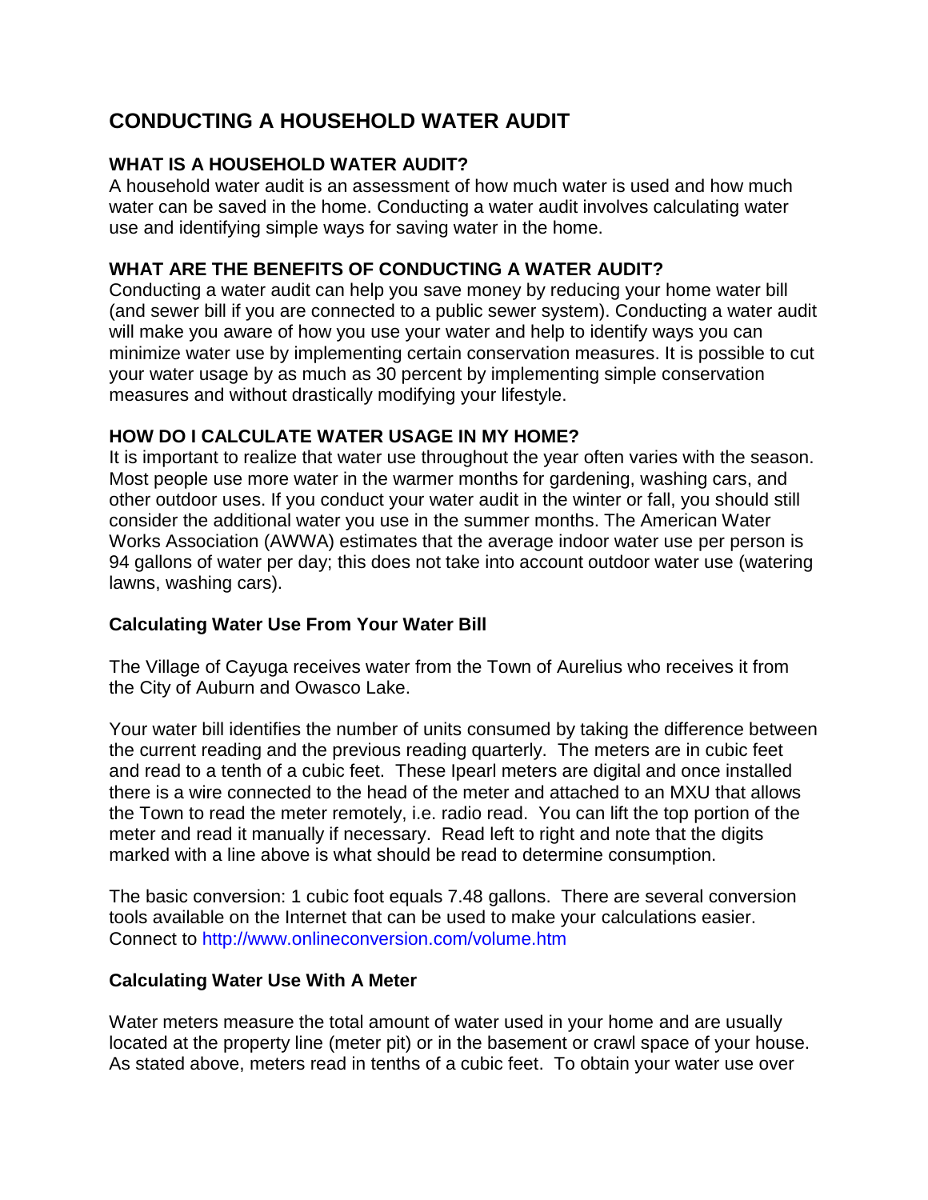# CONDUCTING A HOUSEHOLD WATER AUDIT

## WHAT IS A HOUSEHOLD WATER AUDIT?

A household water audit is an assessment of how much water is used and how much water can be saved in the home. Conducting a water audit involves calculating water use and identifying simple ways for saving water in the home.

## WHAT ARE THE BENEFITS OF CONDUCTING A WATER AUDIT?

Conducting a water audit can help you save money by reducing your home water bill (and sewer bill if you are connected to a public sewer system). Conducting a water audit will make you aware of how you use your water and help to identify ways you can minimize water use by implementing certain conservation measures. It is possible to cut your water usage by as much as 30 percent by implementing simple conservation measures and without drastically modifying your lifestyle.

## HOW DO I CALCULATE WATER USAGE IN MY HOME?

It is important to realize that water use throughout the year often varies with the season. Most people use more water in the warmer months for gardening, washing cars, and other outdoor uses. If you conduct your water audit in the winter or fall, you should still consider the additional water you use in the summer months. The American Water Works Association (AWWA) estimates that the average indoor water use per person is 94 gallons of water per day; this does not take into account outdoor water use (watering lawns, washing cars).

### Calculating Water Use From Your Water Bill

The Village of Cayuga receives water from the Town of Aurelius who receives it from the City of Auburn and Owasco Lake.

Your water bill identifies the number of units consumed by taking the difference between the current reading and the previous reading quarterly. The meters are in cubic feet and read to a tenth of a cubic feet. These Ipearl meters are digital and once installed there is a wire connected to the head of the meter and attached to an MXU that allows the Town to read the meter remotely, i.e. radio read. You can lift the top portion of the meter and read it manually if necessary. Read left to right and note that the digits marked with a line above is what should be read to determine consumption.

The basic conversion: 1 cubic foot equals 7.48 gallons. There are several conversion tools available on the Internet that can be used to make your calculations easier. Connect to http://www.onlineconversion.com/volume.htm

### Calculating Water Use With A Meter

Water meters measure the total amount of water used in your home and are usually located at the property line (meter pit) or in the basement or crawl space of your house. As stated above, meters read in tenths of a cubic feet. To obtain your water use over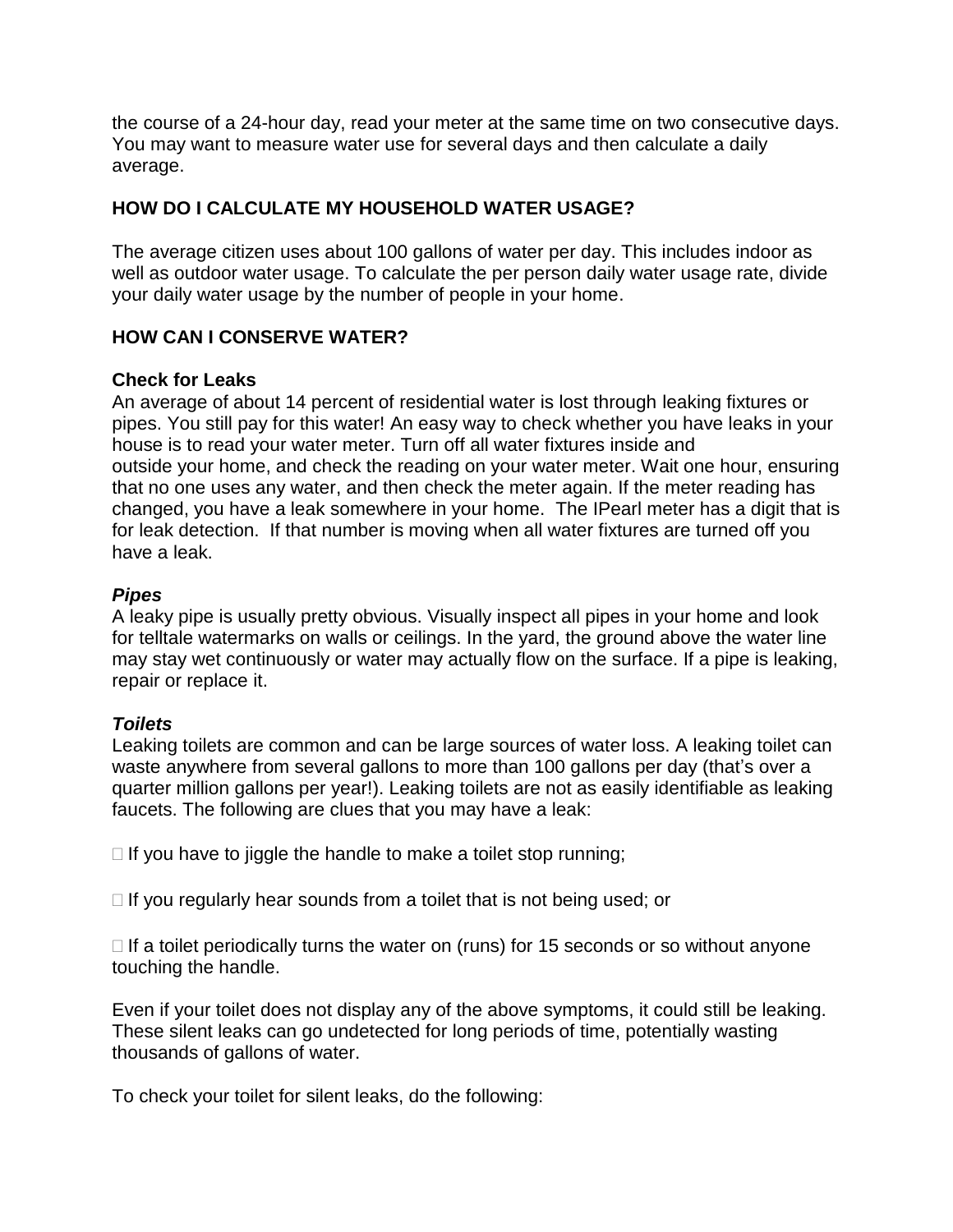the course of a 24-hour day, read your meter at the same time on two consecutive days. You may want to measure water use for several days and then calculate a daily average.

**HOW DO I CALCULATE MY HOUSEHOLD WATER USAGE?**

The average citizen uses about 100 gallons of water per day. This includes indoor as well as outdoor water usage. To calculate the per person daily water usage rate, divide your daily water usage by the number of people in your home.

**HOW CAN I CONSERVE WATER?**

**Check for Leaks**
An average of about 14 percent of residential water is lost through leaking fixtures or pipes. You still pay for this water! An easy way to check whether you have leaks in your house is to read your water meter. Turn off all water fixtures inside and outside your home, and check the reading on your water meter. Wait one hour, ensuring that no one uses any water, and then check the meter again. If the meter reading has changed, you have a leak somewhere in your home. The IPearl meter has a digit that is for leak detection. If that number is moving when all water fixtures are turned off you have a leak.

***Pipes***
A leaky pipe is usually pretty obvious. Visually inspect all pipes in your home and look for telltale watermarks on walls or ceilings. In the yard, the ground above the water line may stay wet continuously or water may actually flow on the surface. If a pipe is leaking, repair or replace it.

***Toilets***
Leaking toilets are common and can be large sources of water loss. A leaking toilet can waste anywhere from several gallons to more than 100 gallons per day (that's over a quarter million gallons per year!). Leaking toilets are not as easily identifiable as leaking faucets. The following are clues that you may have a leak:

- If you have to jiggle the handle to make a toilet stop running;
- If you regularly hear sounds from a toilet that is not being used; or
- If a toilet periodically turns the water on (runs) for 15 seconds or so without anyone touching the handle.

Even if your toilet does not display any of the above symptoms, it could still be leaking. These silent leaks can go undetected for long periods of time, potentially wasting thousands of gallons of water.

To check your toilet for silent leaks, do the following: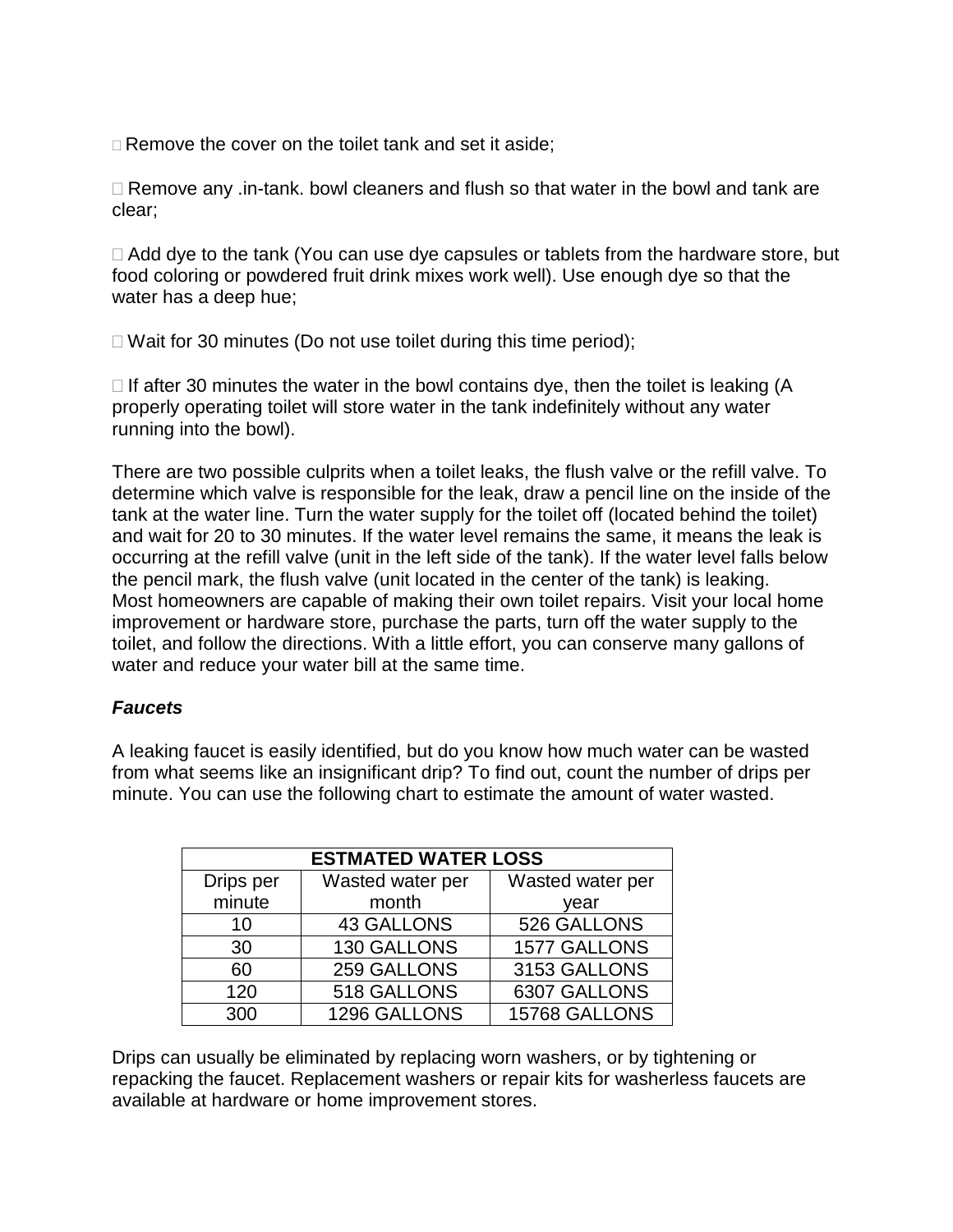- Remove the cover on the toilet tank and set it aside;

- Remove any .in-tank. bowl cleaners and flush so that water in the bowl and tank are clear;

- Add dye to the tank (You can use dye capsules or tablets from the hardware store, but food coloring or powdered fruit drink mixes work well). Use enough dye so that the water has a deep hue;

- Wait for 30 minutes (Do not use toilet during this time period);

- If after 30 minutes the water in the bowl contains dye, then the toilet is leaking (A properly operating toilet will store water in the tank indefinitely without any water running into the bowl).

There are two possible culprits when a toilet leaks, the flush valve or the refill valve. To determine which valve is responsible for the leak, draw a pencil line on the inside of the tank at the water line. Turn the water supply for the toilet off (located behind the toilet) and wait for 20 to 30 minutes. If the water level remains the same, it means the leak is occurring at the refill valve (unit in the left side of the tank). If the water level falls below the pencil mark, the flush valve (unit located in the center of the tank) is leaking. Most homeowners are capable of making their own toilet repairs. Visit your local home improvement or hardware store, purchase the parts, turn off the water supply to the toilet, and follow the directions. With a little effort, you can conserve many gallons of water and reduce your water bill at the same time.

***Faucets***

A leaking faucet is easily identified, but do you know how much water can be wasted from what seems like an insignificant drip? To find out, count the number of drips per minute. You can use the following chart to estimate the amount of water wasted.

| ESTMATED WATER LOSS | | |
|---|---|---|
| Drips per minute | Wasted water per month | Wasted water per year |
| 10 | 43 GALLONS | 526 GALLONS |
| 30 | 130 GALLONS | 1577 GALLONS |
| 60 | 259 GALLONS | 3153 GALLONS |
| 120 | 518 GALLONS | 6307 GALLONS |
| 300 | 1296 GALLONS | 15768 GALLONS |

Drips can usually be eliminated by replacing worn washers, or by tightening or repacking the faucet. Replacement washers or repair kits for washerless faucets are available at hardware or home improvement stores.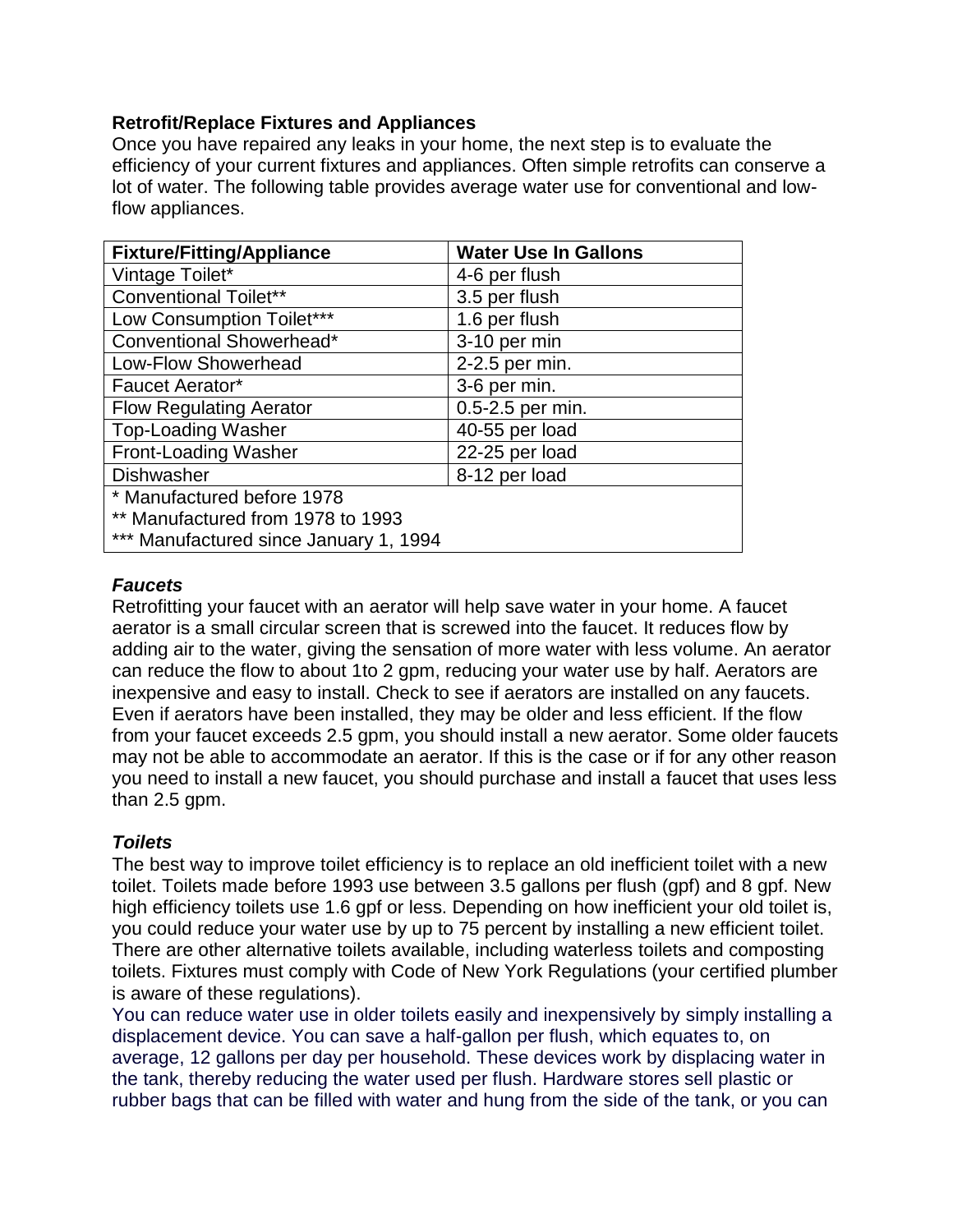**Retrofit/Replace Fixtures and Appliances**

Once you have repaired any leaks in your home, the next step is to evaluate the efficiency of your current fixtures and appliances. Often simple retrofits can conserve a lot of water. The following table provides average water use for conventional and low-flow appliances.

| Fixture/Fitting/Appliance | Water Use In Gallons |
|---|---|
| Vintage Toilet* | 4-6 per flush |
| Conventional Toilet** | 3.5 per flush |
| Low Consumption Toilet*** | 1.6 per flush |
| Conventional Showerhead* | 3-10 per min |
| Low-Flow Showerhead | 2-2.5 per min. |
| Faucet Aerator* | 3-6 per min. |
| Flow Regulating Aerator | 0.5-2.5 per min. |
| Top-Loading Washer | 40-55 per load |
| Front-Loading Washer | 22-25 per load |
| Dishwasher | 8-12 per load |
| * Manufactured before 1978 | |
| ** Manufactured from 1978 to 1993 | |
| *** Manufactured since January 1, 1994 | |

### *Faucets*

Retrofitting your faucet with an aerator will help save water in your home. A faucet aerator is a small circular screen that is screwed into the faucet. It reduces flow by adding air to the water, giving the sensation of more water with less volume. An aerator can reduce the flow to about 1to 2 gpm, reducing your water use by half. Aerators are inexpensive and easy to install. Check to see if aerators are installed on any faucets. Even if aerators have been installed, they may be older and less efficient. If the flow from your faucet exceeds 2.5 gpm, you should install a new aerator. Some older faucets may not be able to accommodate an aerator. If this is the case or if for any other reason you need to install a new faucet, you should purchase and install a faucet that uses less than 2.5 gpm.

### *Toilets*

The best way to improve toilet efficiency is to replace an old inefficient toilet with a new toilet. Toilets made before 1993 use between 3.5 gallons per flush (gpf) and 8 gpf. New high efficiency toilets use 1.6 gpf or less. Depending on how inefficient your old toilet is, you could reduce your water use by up to 75 percent by installing a new efficient toilet. There are other alternative toilets available, including waterless toilets and composting toilets. Fixtures must comply with Code of New York Regulations (your certified plumber is aware of these regulations).

You can reduce water use in older toilets easily and inexpensively by simply installing a displacement device. You can save a half-gallon per flush, which equates to, on average, 12 gallons per day per household. These devices work by displacing water in the tank, thereby reducing the water used per flush. Hardware stores sell plastic or rubber bags that can be filled with water and hung from the side of the tank, or you can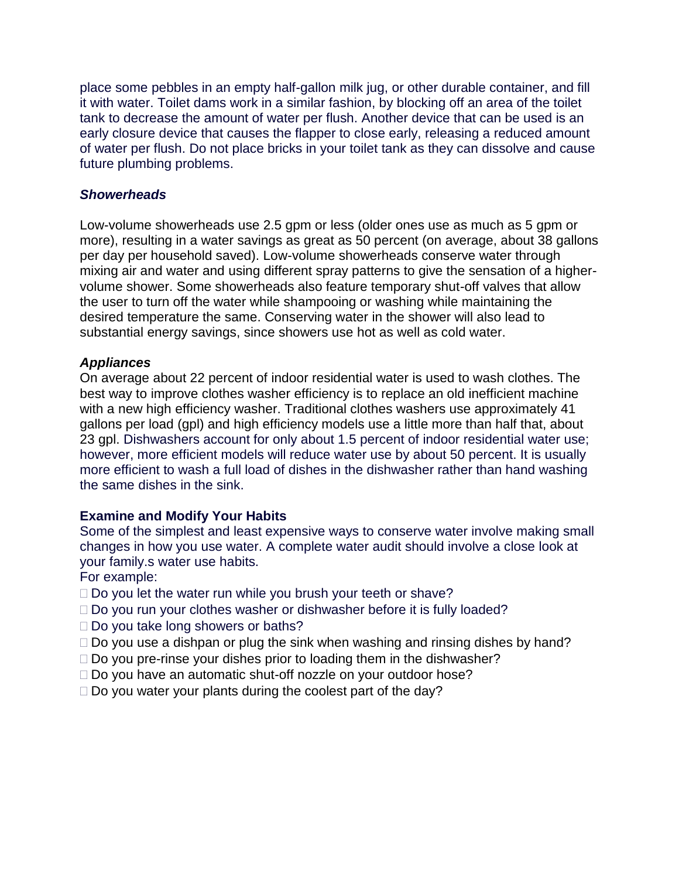place some pebbles in an empty half-gallon milk jug, or other durable container, and fill it with water. Toilet dams work in a similar fashion, by blocking off an area of the toilet tank to decrease the amount of water per flush. Another device that can be used is an early closure device that causes the flapper to close early, releasing a reduced amount of water per flush. Do not place bricks in your toilet tank as they can dissolve and cause future plumbing problems.

***Showerheads***

Low-volume showerheads use 2.5 gpm or less (older ones use as much as 5 gpm or more), resulting in a water savings as great as 50 percent (on average, about 38 gallons per day per household saved). Low-volume showerheads conserve water through mixing air and water and using different spray patterns to give the sensation of a higher-volume shower. Some showerheads also feature temporary shut-off valves that allow the user to turn off the water while shampooing or washing while maintaining the desired temperature the same. Conserving water in the shower will also lead to substantial energy savings, since showers use hot as well as cold water.

***Appliances***

On average about 22 percent of indoor residential water is used to wash clothes. The best way to improve clothes washer efficiency is to replace an old inefficient machine with a new high efficiency washer. Traditional clothes washers use approximately 41 gallons per load (gpl) and high efficiency models use a little more than half that, about 23 gpl. Dishwashers account for only about 1.5 percent of indoor residential water use; however, more efficient models will reduce water use by about 50 percent. It is usually more efficient to wash a full load of dishes in the dishwasher rather than hand washing the same dishes in the sink.

**Examine and Modify Your Habits**

Some of the simplest and least expensive ways to conserve water involve making small changes in how you use water. A complete water audit should involve a close look at your family.s water use habits.

For example:

- Do you let the water run while you brush your teeth or shave?
- Do you run your clothes washer or dishwasher before it is fully loaded?
- Do you take long showers or baths?
- Do you use a dishpan or plug the sink when washing and rinsing dishes by hand?
- Do you pre-rinse your dishes prior to loading them in the dishwasher?
- Do you have an automatic shut-off nozzle on your outdoor hose?
- Do you water your plants during the coolest part of the day?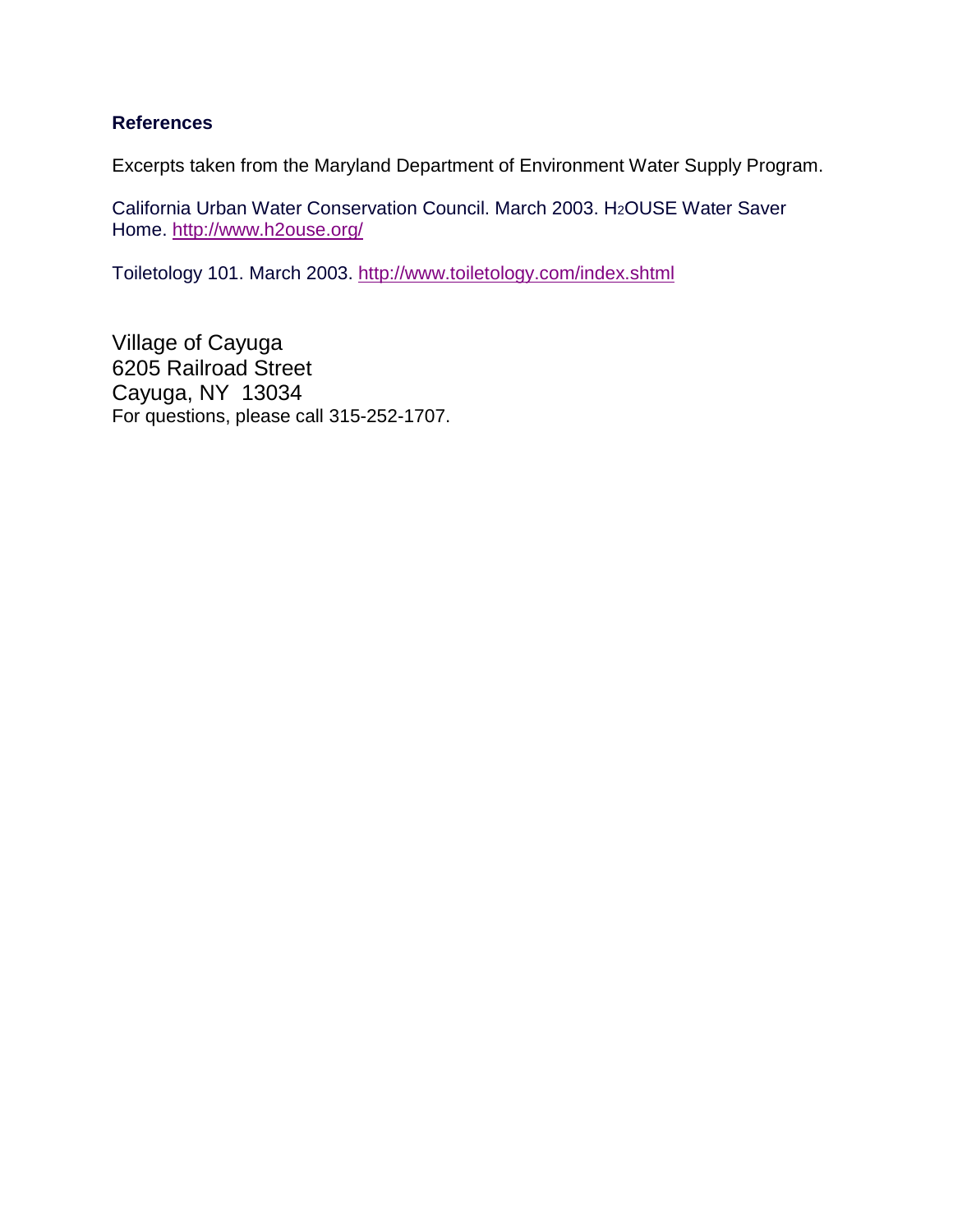**References**

Excerpts taken from the Maryland Department of Environment Water Supply Program.

California Urban Water Conservation Council. March 2003. H2OUSE Water Saver Home. http://www.h2ouse.org/

Toiletology 101. March 2003. http://www.toiletology.com/index.shtml

Village of Cayuga
6205 Railroad Street
Cayuga, NY 13034
For questions, please call 315-252-1707.